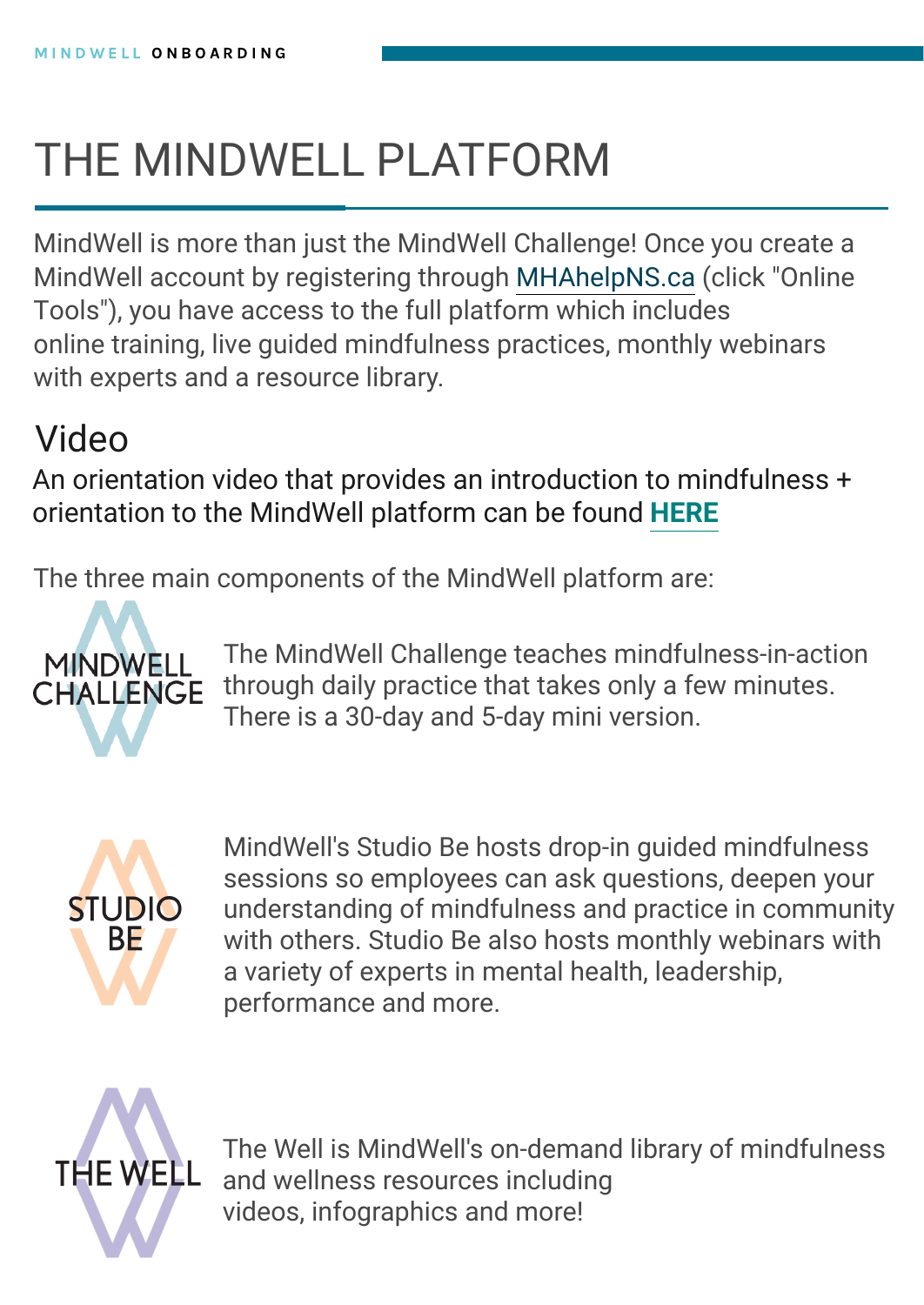# THE MINDWELL PLATFORM

MindWell is more than just the MindWell Challenge! Once you create a MindWell account by registering through MHAhelpNS.ca (click "Online Tools"), you have access to the full platform which includes online training, live guided mindfulness practices, monthly webinars with experts and a resource library.

## Video

An orientation video that provides an introduction to mindfulness + orientation to the MindWell platform can be found **HERE**

The three main components of the MindWell platform are:

**MINDWELL CHALLENGE**

The MindWell Challenge teaches mindfulness-in-action through daily practice that takes only a few minutes. There is a 30-day and 5-day mini version.

**STUDIO BE**

MindWell's Studio Be hosts drop-in guided mindfulness sessions so employees can ask questions, deepen your understanding of mindfulness and practice in community with others. Studio Be also hosts monthly webinars with a variety of experts in mental health, leadership, performance and more.

**THE WELL**

The Well is MindWell's on-demand library of mindfulness and wellness resources including videos, infographics and more!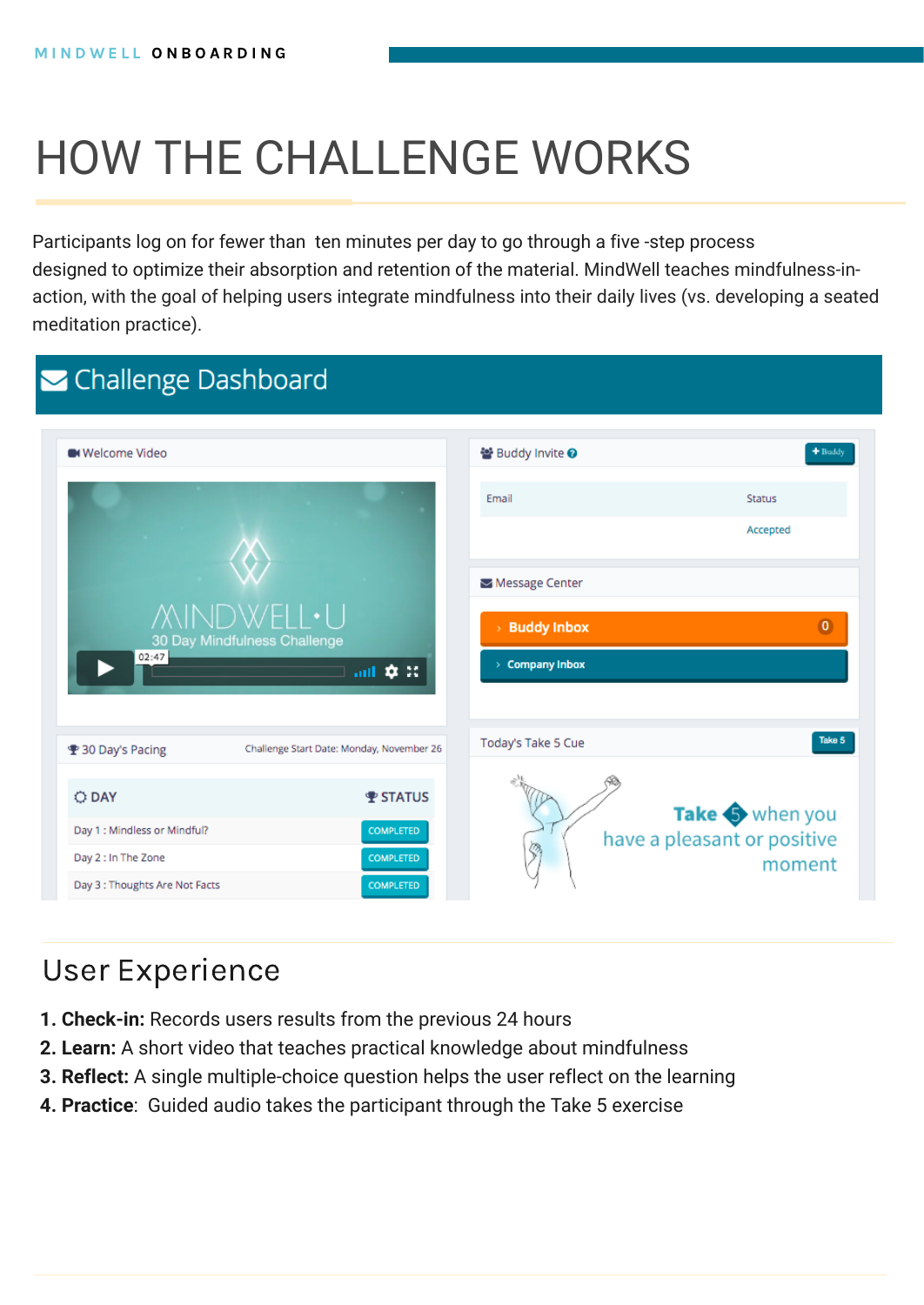# HOW THE CHALLENGE WORKS

Participants log on for fewer than ten minutes per day to go through a five -step process designed to optimize their absorption and retention of the material. MindWell teaches mindfulness-in-action, with the goal of helping users integrate mindfulness into their daily lives (vs. developing a seated meditation practice).

## User Experience

1. **Check-in:** Records users results from the previous 24 hours
2. **Learn:** A short video that teaches practical knowledge about mindfulness
3. **Reflect:** A single multiple-choice question helps the user reflect on the learning
4. **Practice**: Guided audio takes the participant through the Take 5 exercise